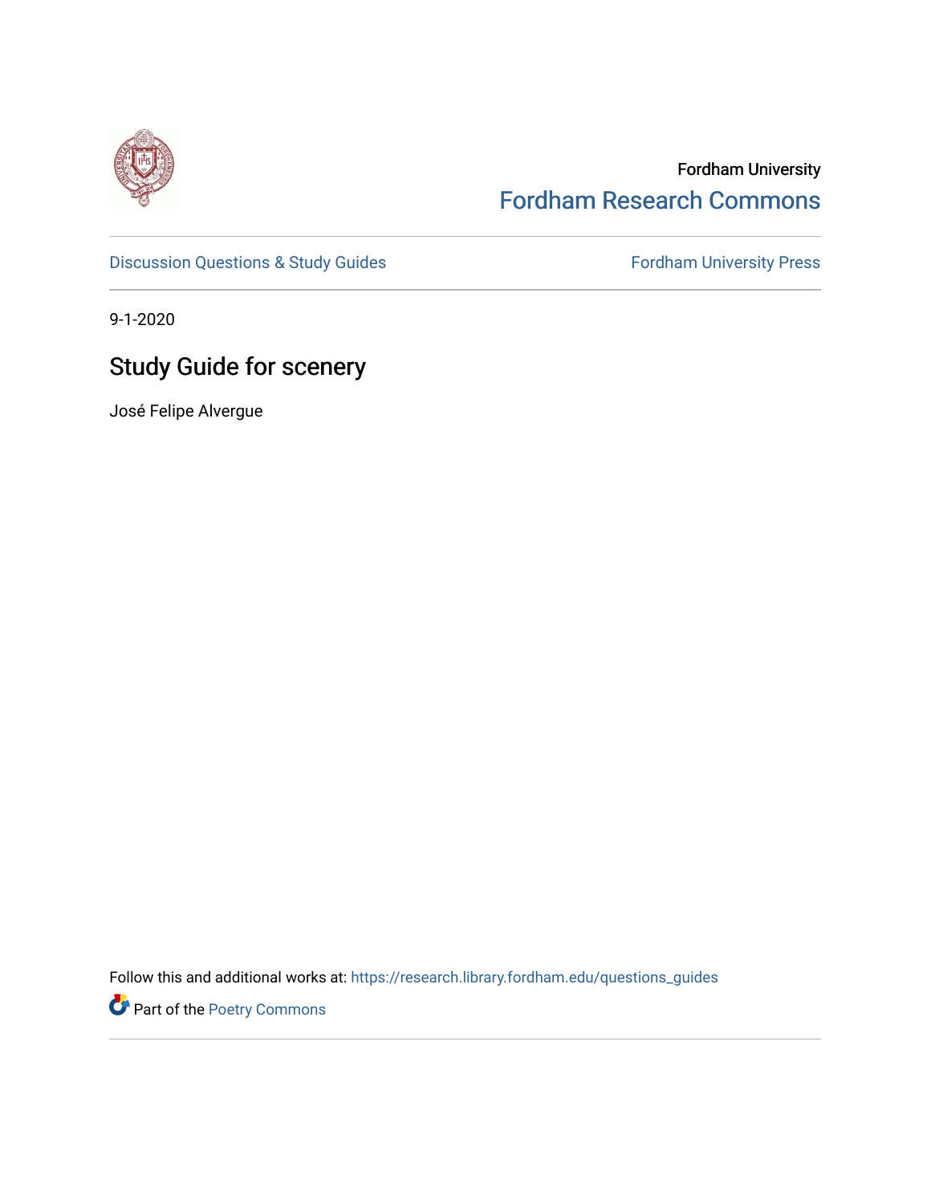Fordham University

Fordham Research Commons

Discussion Questions & Study Guides

Fordham University Press

9-1-2020

# Study Guide for scenery

José Felipe Alvergue

Follow this and additional works at: https://research.library.fordham.edu/questions_guides

Part of the Poetry Commons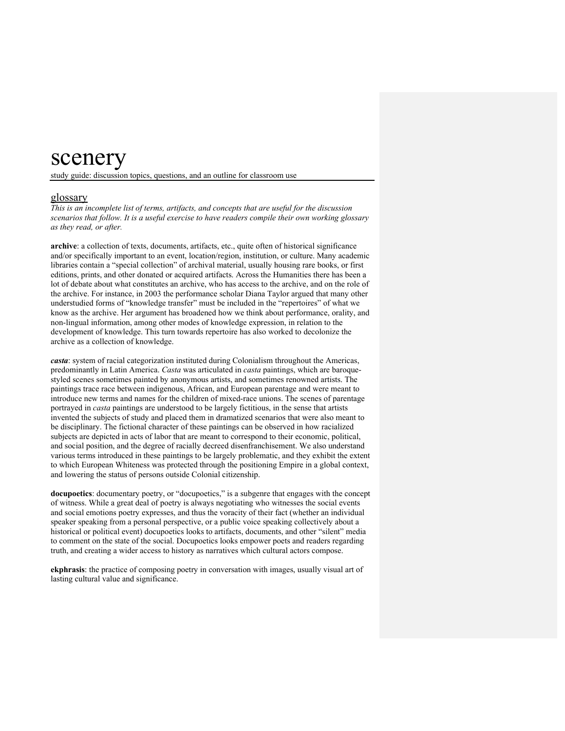# scenery

study guide: discussion topics, questions, and an outline for classroom use

## glossary

*This is an incomplete list of terms, artifacts, and concepts that are useful for the discussion scenarios that follow. It is a useful exercise to have readers compile their own working glossary as they read, or after.*

**archive**: a collection of texts, documents, artifacts, etc., quite often of historical significance and/or specifically important to an event, location/region, institution, or culture. Many academic libraries contain a "special collection" of archival material, usually housing rare books, or first editions, prints, and other donated or acquired artifacts. Across the Humanities there has been a lot of debate about what constitutes an archive, who has access to the archive, and on the role of the archive. For instance, in 2003 the performance scholar Diana Taylor argued that many other understudied forms of "knowledge transfer" must be included in the "repertoires" of what we know as the archive. Her argument has broadened how we think about performance, orality, and non-lingual information, among other modes of knowledge expression, in relation to the development of knowledge. This turn towards repertoire has also worked to decolonize the archive as a collection of knowledge.

***casta***: system of racial categorization instituted during Colonialism throughout the Americas, predominantly in Latin America. *Casta* was articulated in *casta* paintings, which are baroque-styled scenes sometimes painted by anonymous artists, and sometimes renowned artists. The paintings trace race between indigenous, African, and European parentage and were meant to introduce new terms and names for the children of mixed-race unions. The scenes of parentage portrayed in *casta* paintings are understood to be largely fictitious, in the sense that artists invented the subjects of study and placed them in dramatized scenarios that were also meant to be disciplinary. The fictional character of these paintings can be observed in how racialized subjects are depicted in acts of labor that are meant to correspond to their economic, political, and social position, and the degree of racially decreed disenfranchisement. We also understand various terms introduced in these paintings to be largely problematic, and they exhibit the extent to which European Whiteness was protected through the positioning Empire in a global context, and lowering the status of persons outside Colonial citizenship.

**docupoetics**: documentary poetry, or "docupoetics," is a subgenre that engages with the concept of witness. While a great deal of poetry is always negotiating who witnesses the social events and social emotions poetry expresses, and thus the voracity of their fact (whether an individual speaker speaking from a personal perspective, or a public voice speaking collectively about a historical or political event) docupoetics looks to artifacts, documents, and other "silent" media to comment on the state of the social. Docupoetics looks empower poets and readers regarding truth, and creating a wider access to history as narratives which cultural actors compose.

**ekphrasis**: the practice of composing poetry in conversation with images, usually visual art of lasting cultural value and significance.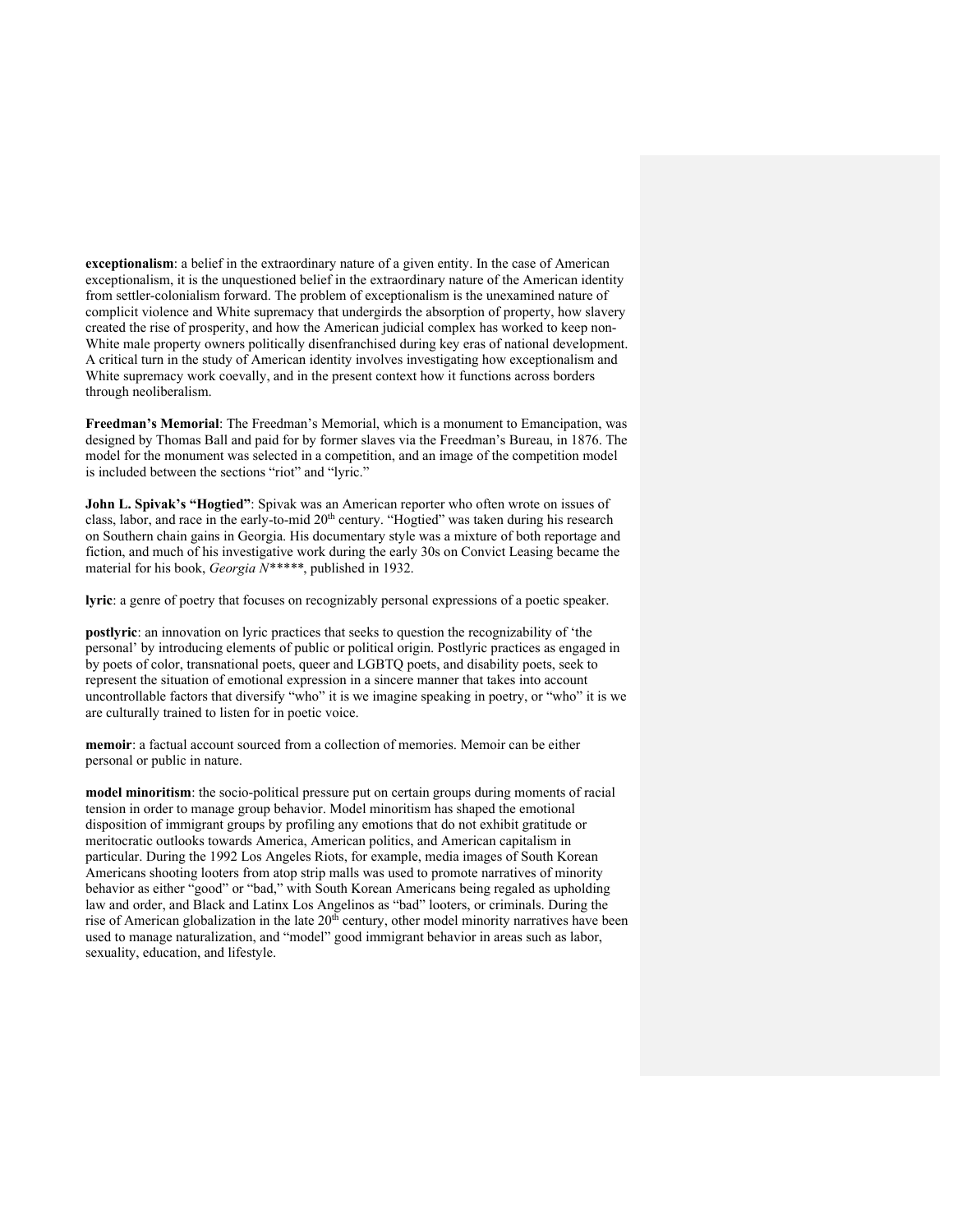**exceptionalism**: a belief in the extraordinary nature of a given entity. In the case of American exceptionalism, it is the unquestioned belief in the extraordinary nature of the American identity from settler-colonialism forward. The problem of exceptionalism is the unexamined nature of complicit violence and White supremacy that undergirds the absorption of property, how slavery created the rise of prosperity, and how the American judicial complex has worked to keep non-White male property owners politically disenfranchised during key eras of national development. A critical turn in the study of American identity involves investigating how exceptionalism and White supremacy work coevally, and in the present context how it functions across borders through neoliberalism.

**Freedman's Memorial**: The Freedman's Memorial, which is a monument to Emancipation, was designed by Thomas Ball and paid for by former slaves via the Freedman's Bureau, in 1876. The model for the monument was selected in a competition, and an image of the competition model is included between the sections "riot" and "lyric."

**John L. Spivak's "Hogtied"**: Spivak was an American reporter who often wrote on issues of class, labor, and race in the early-to-mid 20th century. "Hogtied" was taken during his research on Southern chain gains in Georgia. His documentary style was a mixture of both reportage and fiction, and much of his investigative work during the early 30s on Convict Leasing became the material for his book, *Georgia N*****, published in 1932.

**lyric**: a genre of poetry that focuses on recognizably personal expressions of a poetic speaker.

**postlyric**: an innovation on lyric practices that seeks to question the recognizability of 'the personal' by introducing elements of public or political origin. Postlyric practices as engaged in by poets of color, transnational poets, queer and LGBTQ poets, and disability poets, seek to represent the situation of emotional expression in a sincere manner that takes into account uncontrollable factors that diversify "who" it is we imagine speaking in poetry, or "who" it is we are culturally trained to listen for in poetic voice.

**memoir**: a factual account sourced from a collection of memories. Memoir can be either personal or public in nature.

**model minoritism**: the socio-political pressure put on certain groups during moments of racial tension in order to manage group behavior. Model minoritism has shaped the emotional disposition of immigrant groups by profiling any emotions that do not exhibit gratitude or meritocratic outlooks towards America, American politics, and American capitalism in particular. During the 1992 Los Angeles Riots, for example, media images of South Korean Americans shooting looters from atop strip malls was used to promote narratives of minority behavior as either "good" or "bad," with South Korean Americans being regaled as upholding law and order, and Black and Latinx Los Angelinos as "bad" looters, or criminals. During the rise of American globalization in the late 20th century, other model minority narratives have been used to manage naturalization, and "model" good immigrant behavior in areas such as labor, sexuality, education, and lifestyle.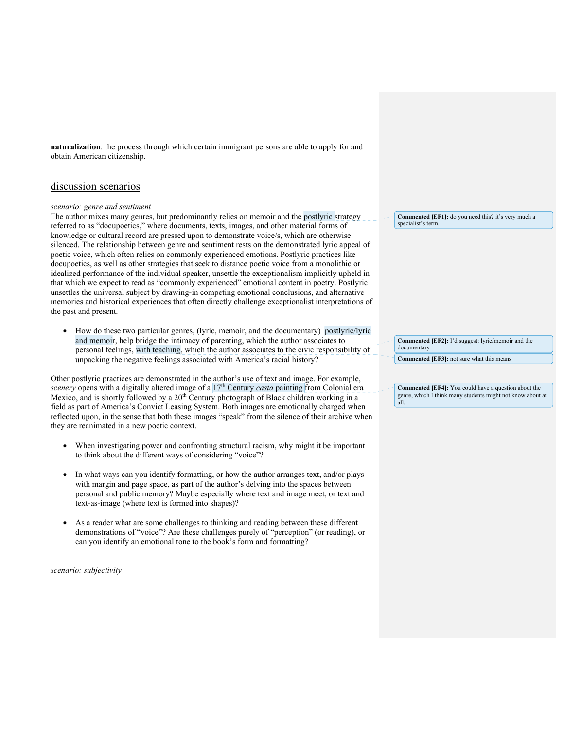**naturalization**: the process through which certain immigrant persons are able to apply for and obtain American citizenship.

## discussion scenarios

*scenario: genre and sentiment*

The author mixes many genres, but predominantly relies on memoir and the postlyric strategy referred to as "docupoetics," where documents, texts, images, and other material forms of knowledge or cultural record are pressed upon to demonstrate voice/s, which are otherwise silenced. The relationship between genre and sentiment rests on the demonstrated lyric appeal of poetic voice, which often relies on commonly experienced emotions. Postlyric practices like docupoetics, as well as other strategies that seek to distance poetic voice from a monolithic or idealized performance of the individual speaker, unsettle the exceptionalism implicitly upheld in that which we expect to read as "commonly experienced" emotional content in poetry. Postlyric unsettles the universal subject by drawing-in competing emotional conclusions, and alternative memories and historical experiences that often directly challenge exceptionalist interpretations of the past and present.

- How do these two particular genres, (lyric, memoir, and the documentary) postlyric/lyric and memoir, help bridge the intimacy of parenting, which the author associates to personal feelings, with teaching, which the author associates to the civic responsibility of unpacking the negative feelings associated with America's racial history?

Other postlyric practices are demonstrated in the author's use of text and image. For example, *scenery* opens with a digitally altered image of a 17th Century *casta* painting from Colonial era Mexico, and is shortly followed by a 20th Century photograph of Black children working in a field as part of America's Convict Leasing System. Both images are emotionally charged when reflected upon, in the sense that both these images "speak" from the silence of their archive when they are reanimated in a new poetic context.

- When investigating power and confronting structural racism, why might it be important to think about the different ways of considering "voice"?

- In what ways can you identify formatting, or how the author arranges text, and/or plays with margin and page space, as part of the author's delving into the spaces between personal and public memory? Maybe especially where text and image meet, or text and text-as-image (where text is formed into shapes)?

- As a reader what are some challenges to thinking and reading between these different demonstrations of "voice"? Are these challenges purely of "perception" (or reading), or can you identify an emotional tone to the book's form and formatting?

*scenario: subjectivity*

---

**Commented [EF1]:** do you need this? it's very much a specialist's term.

**Commented [EF2]:** I'd suggest: lyric/memoir and the documentary

**Commented [EF3]:** not sure what this means

**Commented [EF4]:** You could have a question about the genre, which I think many students might not know about at all.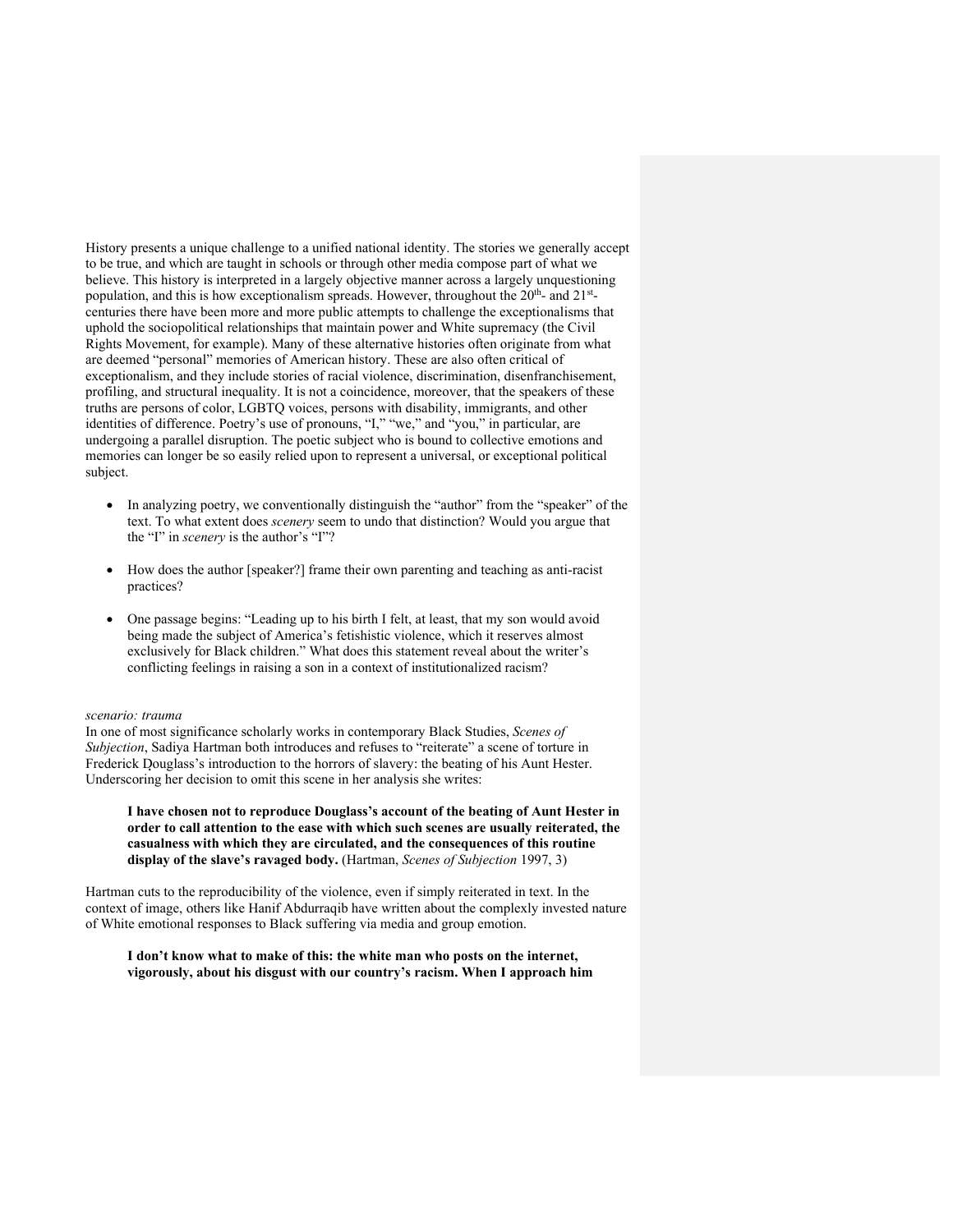History presents a unique challenge to a unified national identity. The stories we generally accept to be true, and which are taught in schools or through other media compose part of what we believe. This history is interpreted in a largely objective manner across a largely unquestioning population, and this is how exceptionalism spreads. However, throughout the 20th- and 21st-centuries there have been more and more public attempts to challenge the exceptionalisms that uphold the sociopolitical relationships that maintain power and White supremacy (the Civil Rights Movement, for example). Many of these alternative histories often originate from what are deemed "personal" memories of American history. These are also often critical of exceptionalism, and they include stories of racial violence, discrimination, disenfranchisement, profiling, and structural inequality. It is not a coincidence, moreover, that the speakers of these truths are persons of color, LGBTQ voices, persons with disability, immigrants, and other identities of difference. Poetry's use of pronouns, "I," "we," and "you," in particular, are undergoing a parallel disruption. The poetic subject who is bound to collective emotions and memories can longer be so easily relied upon to represent a universal, or exceptional political subject.

- In analyzing poetry, we conventionally distinguish the "author" from the "speaker" of the text. To what extent does *scenery* seem to undo that distinction? Would you argue that the "I" in *scenery* is the author's "I"?

- How does the author [speaker?] frame their own parenting and teaching as anti-racist practices?

- One passage begins: "Leading up to his birth I felt, at least, that my son would avoid being made the subject of America's fetishistic violence, which it reserves almost exclusively for Black children." What does this statement reveal about the writer's conflicting feelings in raising a son in a context of institutionalized racism?

*scenario: trauma*

In one of most significance scholarly works in contemporary Black Studies, *Scenes of Subjection*, Sadiya Hartman both introduces and refuses to "reiterate" a scene of torture in Frederick Douglass's introduction to the horrors of slavery: the beating of his Aunt Hester. Underscoring her decision to omit this scene in her analysis she writes:

> **I have chosen not to reproduce Douglass's account of the beating of Aunt Hester in order to call attention to the ease with which such scenes are usually reiterated, the casualness with which they are circulated, and the consequences of this routine display of the slave's ravaged body.** (Hartman, *Scenes of Subjection* 1997, 3)

Hartman cuts to the reproducibility of the violence, even if simply reiterated in text. In the context of image, others like Hanif Abdurraqib have written about the complexly invested nature of White emotional responses to Black suffering via media and group emotion.

> **I don't know what to make of this: the white man who posts on the internet, vigorously, about his disgust with our country's racism. When I approach him**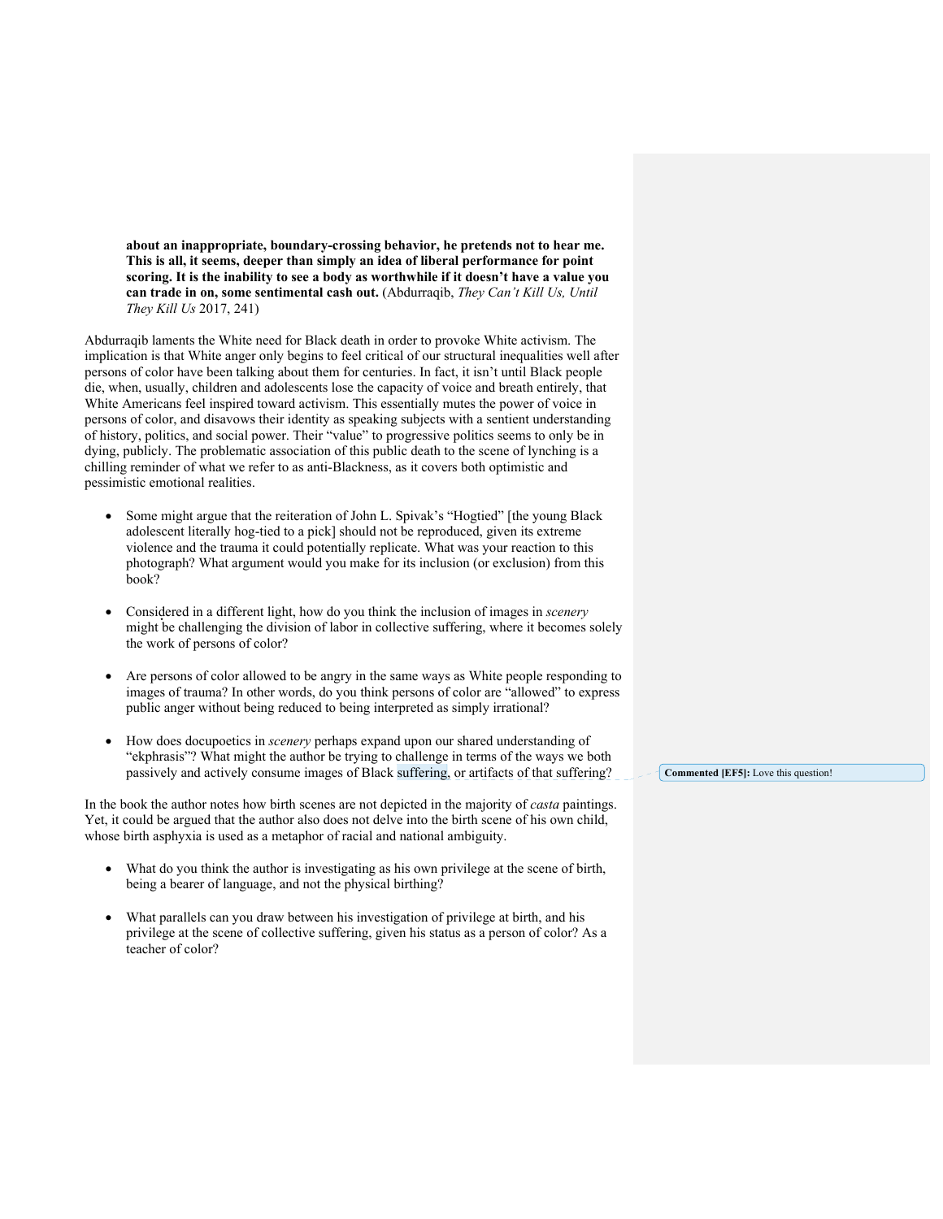**about an inappropriate, boundary-crossing behavior, he pretends not to hear me. This is all, it seems, deeper than simply an idea of liberal performance for point scoring. It is the inability to see a body as worthwhile if it doesn't have a value you can trade in on, some sentimental cash out.** (Abdurraqib, *They Can't Kill Us, Until They Kill Us* 2017, 241)

Abdurraqib laments the White need for Black death in order to provoke White activism. The implication is that White anger only begins to feel critical of our structural inequalities well after persons of color have been talking about them for centuries. In fact, it isn't until Black people die, when, usually, children and adolescents lose the capacity of voice and breath entirely, that White Americans feel inspired toward activism. This essentially mutes the power of voice in persons of color, and disavows their identity as speaking subjects with a sentient understanding of history, politics, and social power. Their "value" to progressive politics seems to only be in dying, publicly. The problematic association of this public death to the scene of lynching is a chilling reminder of what we refer to as anti-Blackness, as it covers both optimistic and pessimistic emotional realities.

- Some might argue that the reiteration of John L. Spivak's "Hogtied" [the young Black adolescent literally hog-tied to a pick] should not be reproduced, given its extreme violence and the trauma it could potentially replicate. What was your reaction to this photograph? What argument would you make for its inclusion (or exclusion) from this book?

- Considered in a different light, how do you think the inclusion of images in *scenery* might be challenging the division of labor in collective suffering, where it becomes solely the work of persons of color?

- Are persons of color allowed to be angry in the same ways as White people responding to images of trauma? In other words, do you think persons of color are "allowed" to express public anger without being reduced to being interpreted as simply irrational?

- How does docupoetics in *scenery* perhaps expand upon our shared understanding of "ekphrasis"? What might the author be trying to challenge in terms of the ways we both passively and actively consume images of Black suffering, or artifacts of that suffering?

**Commented [EF5]:** Love this question!

In the book the author notes how birth scenes are not depicted in the majority of *casta* paintings. Yet, it could be argued that the author also does not delve into the birth scene of his own child, whose birth asphyxia is used as a metaphor of racial and national ambiguity.

- What do you think the author is investigating as his own privilege at the scene of birth, being a bearer of language, and not the physical birthing?

- What parallels can you draw between his investigation of privilege at birth, and his privilege at the scene of collective suffering, given his status as a person of color? As a teacher of color?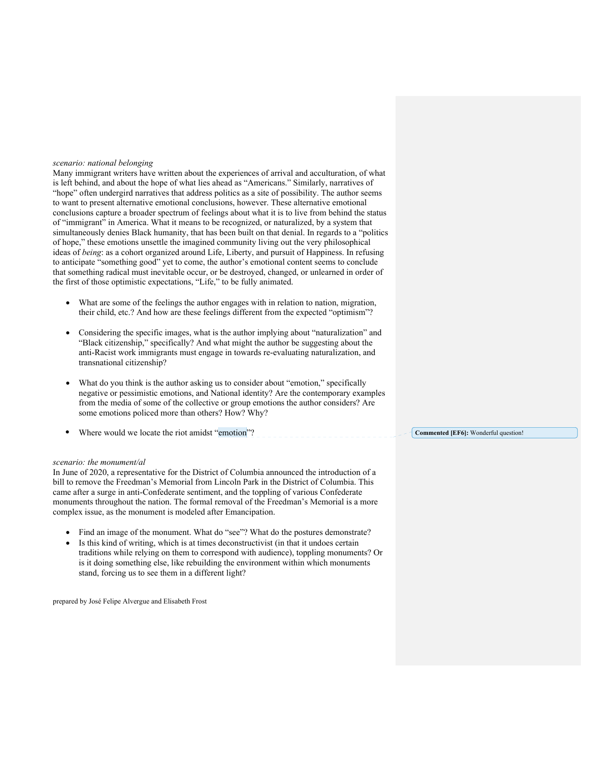*scenario: national belonging*

Many immigrant writers have written about the experiences of arrival and acculturation, of what is left behind, and about the hope of what lies ahead as "Americans." Similarly, narratives of "hope" often undergird narratives that address politics as a site of possibility. The author seems to want to present alternative emotional conclusions, however. These alternative emotional conclusions capture a broader spectrum of feelings about what it is to live from behind the status of "immigrant" in America. What it means to be recognized, or naturalized, by a system that simultaneously denies Black humanity, that has been built on that denial. In regards to a "politics of hope," these emotions unsettle the imagined community living out the very philosophical ideas of *being*: as a cohort organized around Life, Liberty, and pursuit of Happiness. In refusing to anticipate "something good" yet to come, the author's emotional content seems to conclude that something radical must inevitable occur, or be destroyed, changed, or unlearned in order of the first of those optimistic expectations, "Life," to be fully animated.

- What are some of the feelings the author engages with in relation to nation, migration, their child, etc.? And how are these feelings different from the expected "optimism"?
- Considering the specific images, what is the author implying about "naturalization" and "Black citizenship," specifically? And what might the author be suggesting about the anti-Racist work immigrants must engage in towards re-evaluating naturalization, and transnational citizenship?
- What do you think is the author asking us to consider about "emotion," specifically negative or pessimistic emotions, and National identity? Are the contemporary examples from the media of some of the collective or group emotions the author considers? Are some emotions policed more than others? How? Why?
- Where would we locate the riot amidst "emotion"?

**Commented [EF6]:** Wonderful question!

*scenario: the monument/al*

In June of 2020, a representative for the District of Columbia announced the introduction of a bill to remove the Freedman's Memorial from Lincoln Park in the District of Columbia. This came after a surge in anti-Confederate sentiment, and the toppling of various Confederate monuments throughout the nation. The formal removal of the Freedman's Memorial is a more complex issue, as the monument is modeled after Emancipation.

- Find an image of the monument. What do "see"? What do the postures demonstrate?
- Is this kind of writing, which is at times deconstructivist (in that it undoes certain traditions while relying on them to correspond with audience), toppling monuments? Or is it doing something else, like rebuilding the environment within which monuments stand, forcing us to see them in a different light?

prepared by José Felipe Alvergue and Elisabeth Frost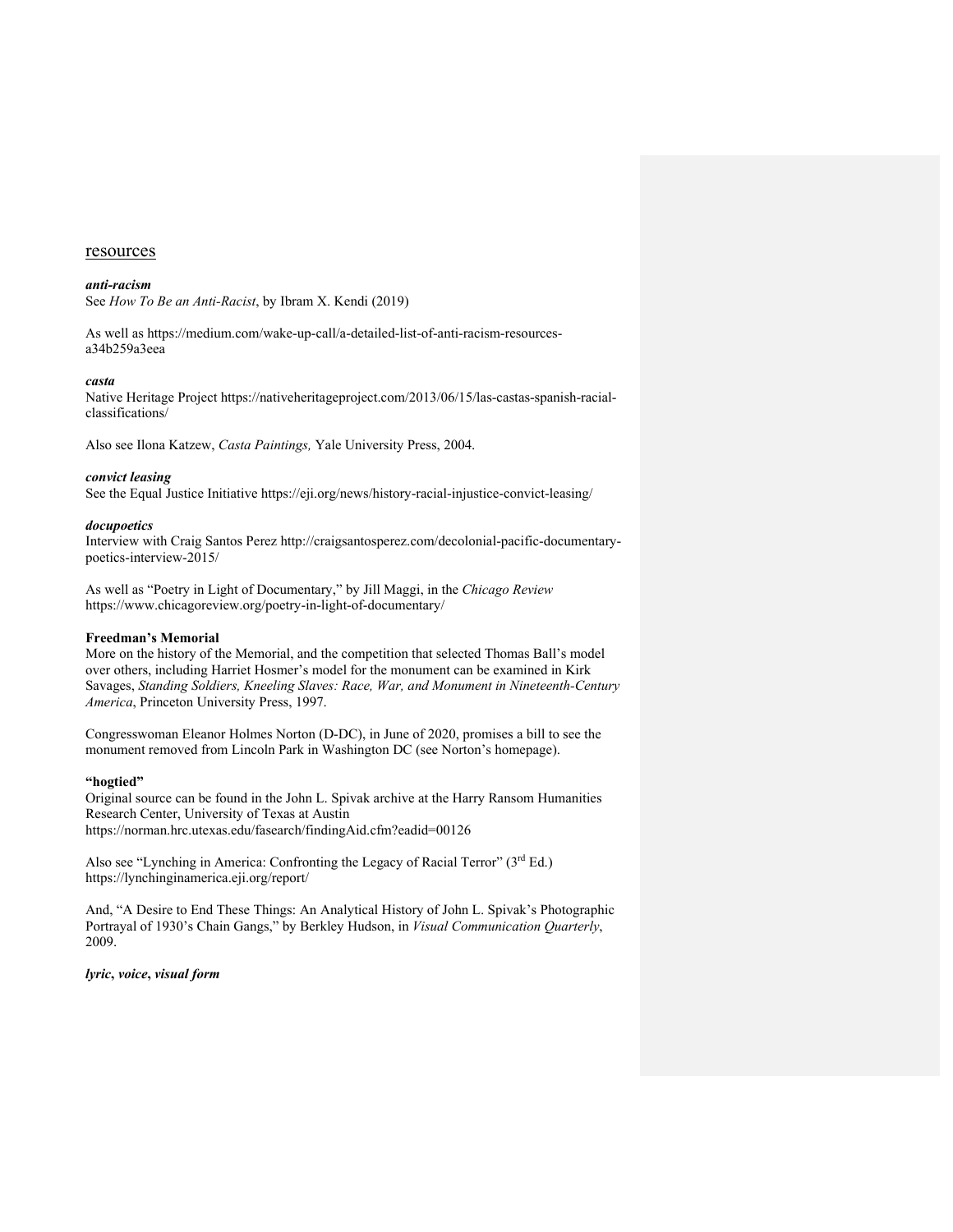## resources

***anti-racism***
See *How To Be an Anti-Racist*, by Ibram X. Kendi (2019)

As well as https://medium.com/wake-up-call/a-detailed-list-of-anti-racism-resources-a34b259a3eea

***casta***
Native Heritage Project https://nativeheritageproject.com/2013/06/15/las-castas-spanish-racial-classifications/

Also see Ilona Katzew, *Casta Paintings,* Yale University Press, 2004.

***convict leasing***
See the Equal Justice Initiative https://eji.org/news/history-racial-injustice-convict-leasing/

***docupoetics***
Interview with Craig Santos Perez http://craigsantosperez.com/decolonial-pacific-documentary-poetics-interview-2015/

As well as "Poetry in Light of Documentary," by Jill Maggi, in the *Chicago Review* https://www.chicagoreview.org/poetry-in-light-of-documentary/

**Freedman's Memorial**
More on the history of the Memorial, and the competition that selected Thomas Ball's model over others, including Harriet Hosmer's model for the monument can be examined in Kirk Savages, *Standing Soldiers, Kneeling Slaves: Race, War, and Monument in Nineteenth-Century America*, Princeton University Press, 1997.

Congresswoman Eleanor Holmes Norton (D-DC), in June of 2020, promises a bill to see the monument removed from Lincoln Park in Washington DC (see Norton's homepage).

**"hogtied"**
Original source can be found in the John L. Spivak archive at the Harry Ransom Humanities Research Center, University of Texas at Austin https://norman.hrc.utexas.edu/fasearch/findingAid.cfm?eadid=00126

Also see "Lynching in America: Confronting the Legacy of Racial Terror" (3rd Ed.) https://lynchinginamerica.eji.org/report/

And, "A Desire to End These Things: An Analytical History of John L. Spivak's Photographic Portrayal of 1930's Chain Gangs," by Berkley Hudson, in *Visual Communication Quarterly*, 2009.

***lyric*, *voice*, *visual form***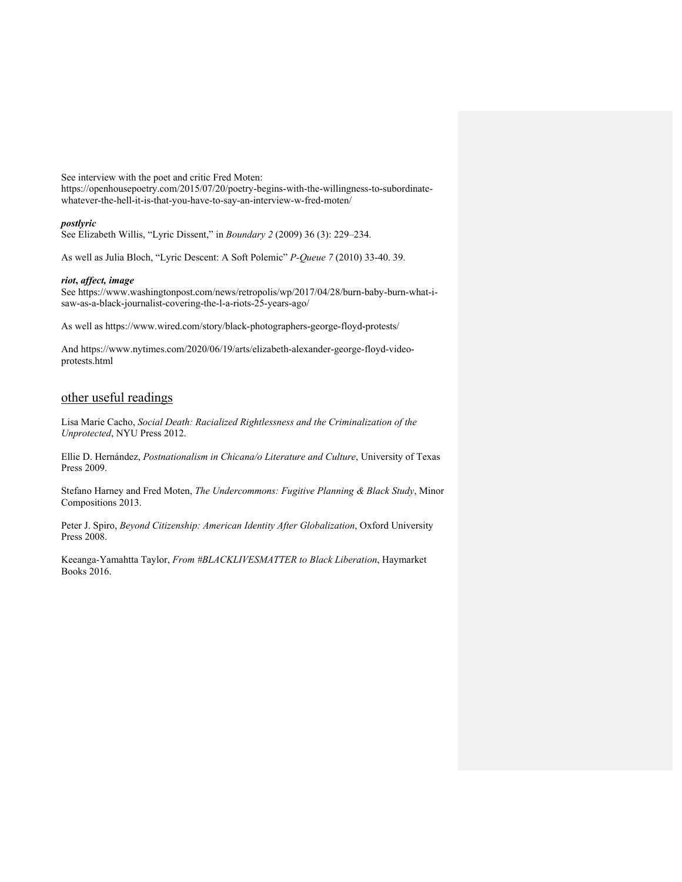See interview with the poet and critic Fred Moten: https://openhousepoetry.com/2015/07/20/poetry-begins-with-the-willingness-to-subordinate-whatever-the-hell-it-is-that-you-have-to-say-an-interview-w-fred-moten/

***postlyric***

See Elizabeth Willis, "Lyric Dissent," in *Boundary 2* (2009) 36 (3): 229–234.

As well as Julia Bloch, "Lyric Descent: A Soft Polemic" *P-Queue 7* (2010) 33-40. 39.

***riot, affect, image***

See https://www.washingtonpost.com/news/retropolis/wp/2017/04/28/burn-baby-burn-what-i-saw-as-a-black-journalist-covering-the-l-a-riots-25-years-ago/

As well as https://www.wired.com/story/black-photographers-george-floyd-protests/

And https://www.nytimes.com/2020/06/19/arts/elizabeth-alexander-george-floyd-video-protests.html

## other useful readings

Lisa Marie Cacho, *Social Death: Racialized Rightlessness and the Criminalization of the Unprotected*, NYU Press 2012.

Ellie D. Hernández, *Postnationalism in Chicana/o Literature and Culture*, University of Texas Press 2009.

Stefano Harney and Fred Moten, *The Undercommons: Fugitive Planning & Black Study*, Minor Compositions 2013.

Peter J. Spiro, *Beyond Citizenship: American Identity After Globalization*, Oxford University Press 2008.

Keeanga-Yamahtta Taylor, *From #BLACKLIVESMATTER to Black Liberation*, Haymarket Books 2016.